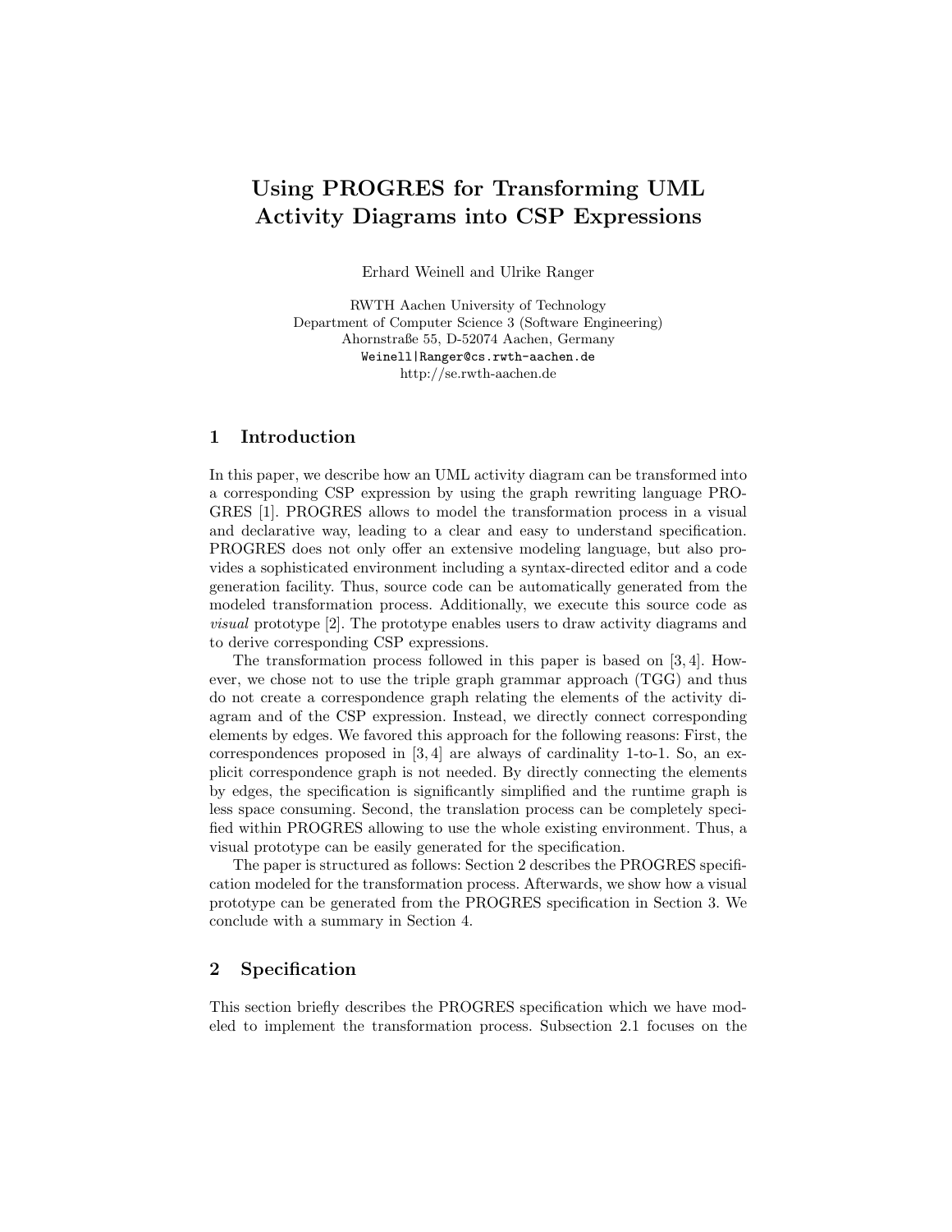# Using PROGRES for Transforming UML Activity Diagrams into CSP Expressions

Erhard Weinell and Ulrike Ranger

RWTH Aachen University of Technology
Department of Computer Science 3 (Software Engineering)
Ahornstraße 55, D-52074 Aachen, Germany
Weinell|Ranger@cs.rwth-aachen.de
http://se.rwth-aachen.de

## 1 Introduction

In this paper, we describe how an UML activity diagram can be transformed into a corresponding CSP expression by using the graph rewriting language PROGRES [1]. PROGRES allows to model the transformation process in a visual and declarative way, leading to a clear and easy to understand specification. PROGRES does not only offer an extensive modeling language, but also provides a sophisticated environment including a syntax-directed editor and a code generation facility. Thus, source code can be automatically generated from the modeled transformation process. Additionally, we execute this source code as *visual* prototype [2]. The prototype enables users to draw activity diagrams and to derive corresponding CSP expressions.

The transformation process followed in this paper is based on [3, 4]. However, we chose not to use the triple graph grammar approach (TGG) and thus do not create a correspondence graph relating the elements of the activity diagram and of the CSP expression. Instead, we directly connect corresponding elements by edges. We favored this approach for the following reasons: First, the correspondences proposed in [3, 4] are always of cardinality 1-to-1. So, an explicit correspondence graph is not needed. By directly connecting the elements by edges, the specification is significantly simplified and the runtime graph is less space consuming. Second, the translation process can be completely specified within PROGRES allowing to use the whole existing environment. Thus, a visual prototype can be easily generated for the specification.

The paper is structured as follows: Section 2 describes the PROGRES specification modeled for the transformation process. Afterwards, we show how a visual prototype can be generated from the PROGRES specification in Section 3. We conclude with a summary in Section 4.

## 2 Specification

This section briefly describes the PROGRES specification which we have modeled to implement the transformation process. Subsection 2.1 focuses on the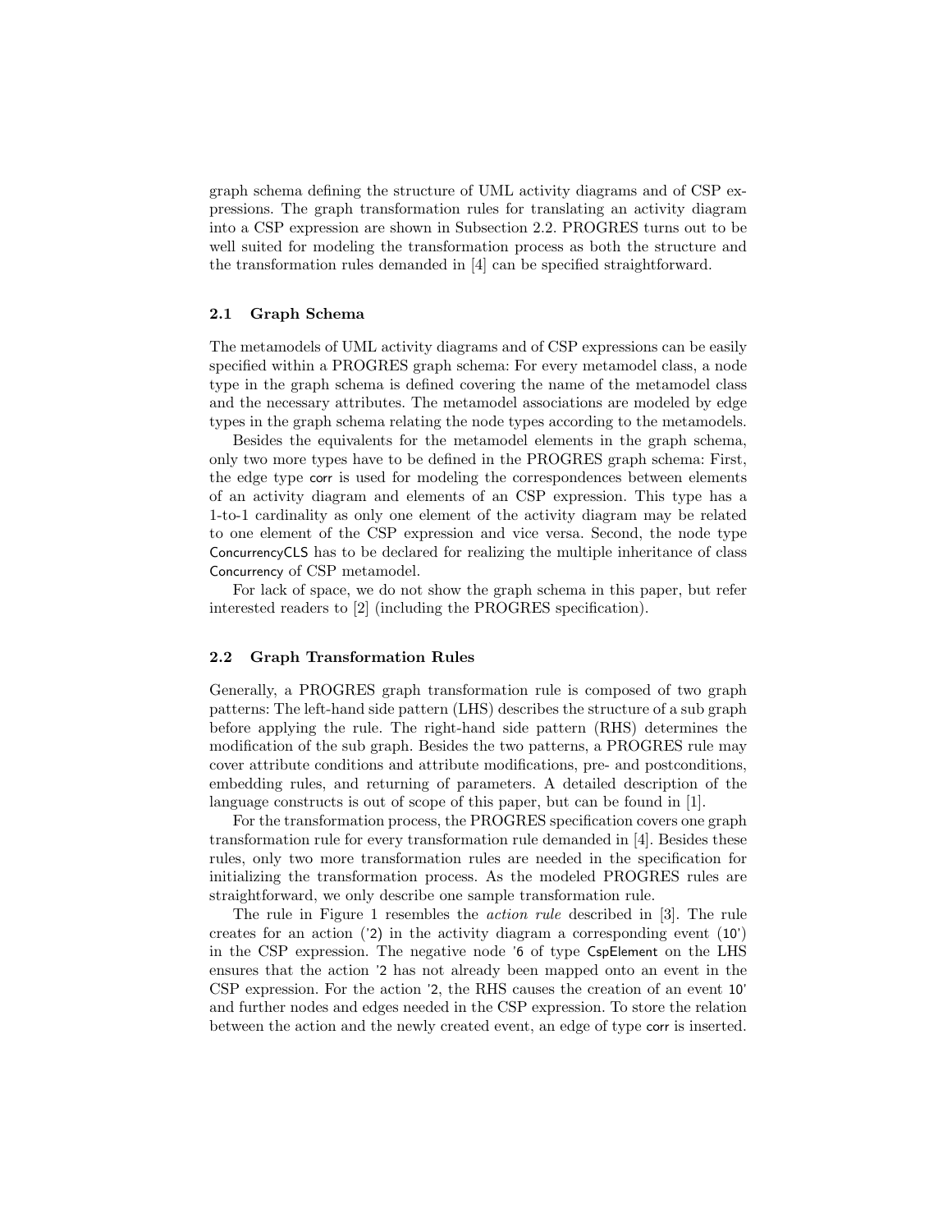graph schema defining the structure of UML activity diagrams and of CSP expressions. The graph transformation rules for translating an activity diagram into a CSP expression are shown in Subsection 2.2. PROGRES turns out to be well suited for modeling the transformation process as both the structure and the transformation rules demanded in [4] can be specified straightforward.

### 2.1 Graph Schema

The metamodels of UML activity diagrams and of CSP expressions can be easily specified within a PROGRES graph schema: For every metamodel class, a node type in the graph schema is defined covering the name of the metamodel class and the necessary attributes. The metamodel associations are modeled by edge types in the graph schema relating the node types according to the metamodels.

Besides the equivalents for the metamodel elements in the graph schema, only two more types have to be defined in the PROGRES graph schema: First, the edge type corr is used for modeling the correspondences between elements of an activity diagram and elements of an CSP expression. This type has a 1-to-1 cardinality as only one element of the activity diagram may be related to one element of the CSP expression and vice versa. Second, the node type ConcurrencyCLS has to be declared for realizing the multiple inheritance of class Concurrency of CSP metamodel.

For lack of space, we do not show the graph schema in this paper, but refer interested readers to [2] (including the PROGRES specification).

### 2.2 Graph Transformation Rules

Generally, a PROGRES graph transformation rule is composed of two graph patterns: The left-hand side pattern (LHS) describes the structure of a sub graph before applying the rule. The right-hand side pattern (RHS) determines the modification of the sub graph. Besides the two patterns, a PROGRES rule may cover attribute conditions and attribute modifications, pre- and postconditions, embedding rules, and returning of parameters. A detailed description of the language constructs is out of scope of this paper, but can be found in [1].

For the transformation process, the PROGRES specification covers one graph transformation rule for every transformation rule demanded in [4]. Besides these rules, only two more transformation rules are needed in the specification for initializing the transformation process. As the modeled PROGRES rules are straightforward, we only describe one sample transformation rule.

The rule in Figure 1 resembles the *action rule* described in [3]. The rule creates for an action ('2) in the activity diagram a corresponding event (10') in the CSP expression. The negative node '6 of type CspElement on the LHS ensures that the action '2 has not already been mapped onto an event in the CSP expression. For the action '2, the RHS causes the creation of an event 10' and further nodes and edges needed in the CSP expression. To store the relation between the action and the newly created event, an edge of type corr is inserted.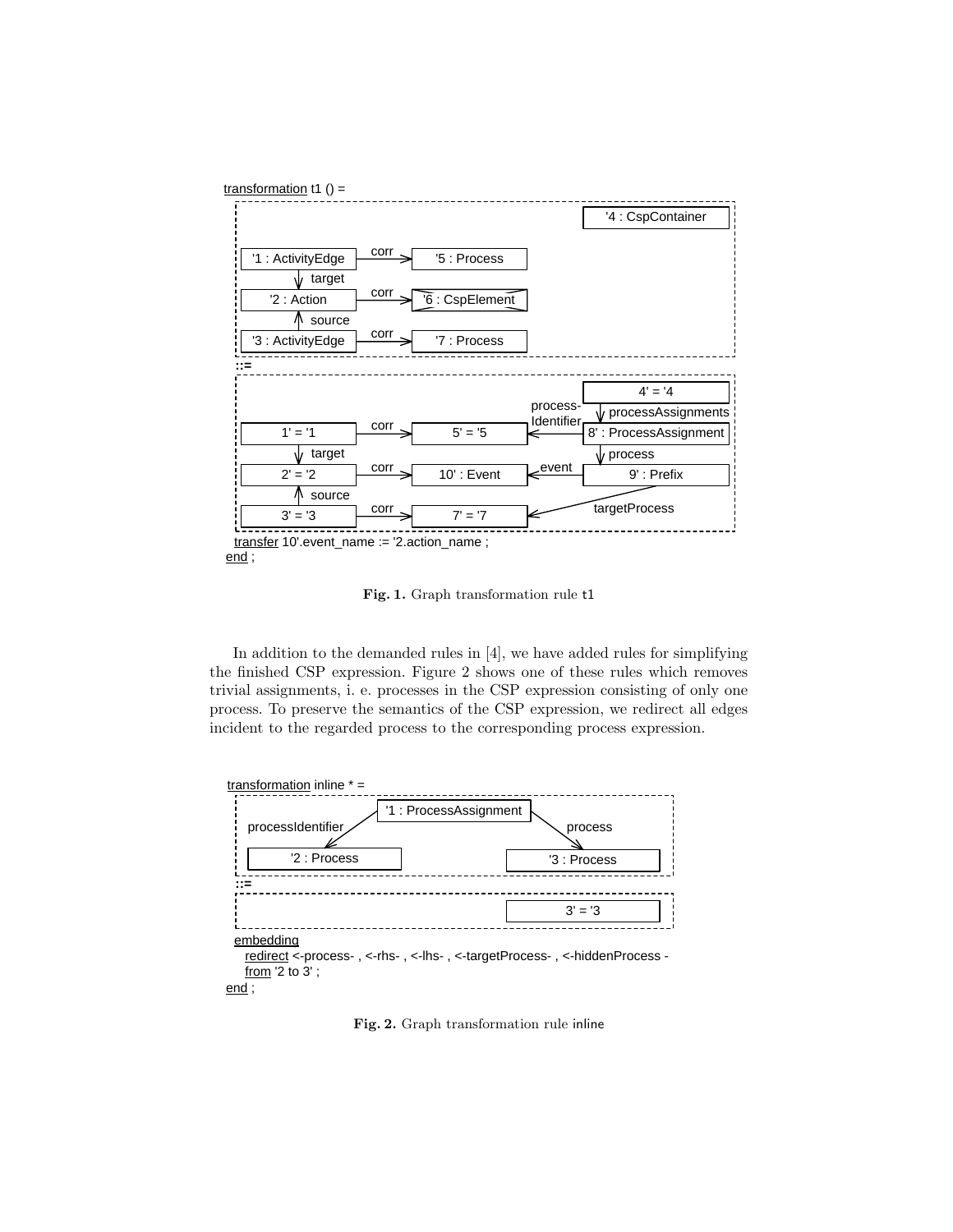transformation t1 () =

'4 : CspContainer

'1 : ActivityEdge —corr→ '5 : Process

target

'2 : Action —corr→ '6 : CspElement

source

'3 : ActivityEdge —corr→ '7 : Process

::=

4' = '4

processAssignments

process-Identifier

1' = '1 —corr→ 5' = '5 ← 8' : ProcessAssignment

target

process

2' = '2 —corr→ 10' : Event ←event— 9' : Prefix

source

targetProcess

3' = '3 —corr→ 7' = '7

transfer 10'.event_name := '2.action_name ;

end ;

**Fig. 1.** Graph transformation rule t1

In addition to the demanded rules in [4], we have added rules for simplifying the finished CSP expression. Figure 2 shows one of these rules which removes trivial assignments, i. e. processes in the CSP expression consisting of only one process. To preserve the semantics of the CSP expression, we redirect all edges incident to the regarded process to the corresponding process expression.

transformation inline * =

'1 : ProcessAssignment

processIdentifier → '2 : Process

process → '3 : Process

::=

3' = '3

embedding

redirect <-process- , <-rhs- , <-lhs- , <-targetProcess- , <-hiddenProcess -

from '2 to 3' ;

end ;

**Fig. 2.** Graph transformation rule inline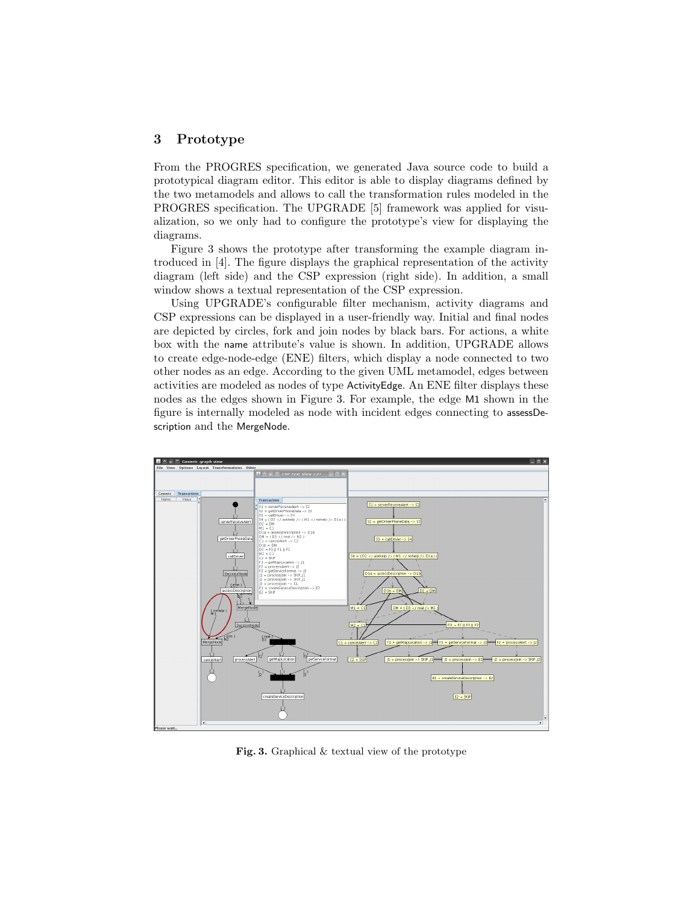## 3 Prototype

From the PROGRES specification, we generated Java source code to build a prototypical diagram editor. This editor is able to display diagrams defined by the two metamodels and allows to call the transformation rules modeled in the PROGRES specification. The UPGRADE [5] framework was applied for visualization, so we only had to configure the prototype's view for displaying the diagrams.

Figure 3 shows the prototype after transforming the example diagram introduced in [4]. The figure displays the graphical representation of the activity diagram (left side) and the CSP expression (right side). In addition, a small window shows a textual representation of the CSP expression.

Using UPGRADE's configurable filter mechanism, activity diagrams and CSP expressions can be displayed in a user-friendly way. Initial and final nodes are depicted by circles, fork and join nodes by black bars. For actions, a white box with the name attribute's value is shown. In addition, UPGRADE allows to create edge-node-edge (ENE) filters, which display a node connected to two other nodes as an edge. According to the given UML metamodel, edges between activities are modeled as nodes of type ActivityEdge. An ENE filter displays these nodes as the edges shown in Figure 3. For example, the edge M1 shown in the figure is internally modeled as node with incident edges connecting to assessDescription and the MergeNode.

**Fig. 3.** Graphical & textual view of the prototype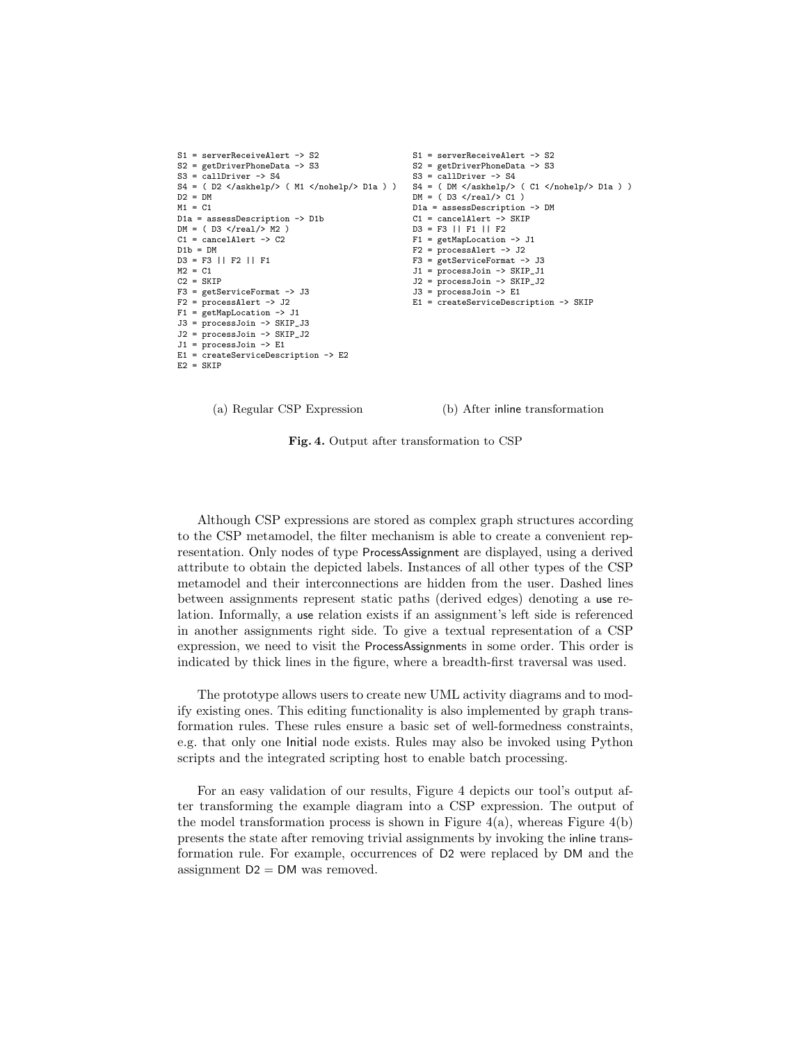```
S1 = serverReceiveAlert -> S2
S2 = getDriverPhoneData -> S3
S3 = callDriver -> S4
S4 = ( D2 </askhelp/> ( M1 </nohelp/> D1a ) )
D2 = DM
M1 = C1
D1a = assessDescription -> D1b
DM = ( D3 </real/> M2 )
C1 = cancelAlert -> C2
D1b = DM
D3 = F3 || F2 || F1
M2 = C1
C2 = SKIP
F3 = getServiceFormat -> J3
F2 = processAlert -> J2
F1 = getMapLocation -> J1
J3 = processJoin -> SKIP_J3
J2 = processJoin -> SKIP_J2
J1 = processJoin -> E1
E1 = createServiceDescription -> E2
E2 = SKIP
```

(a) Regular CSP Expression

```
S1 = serverReceiveAlert -> S2
S2 = getDriverPhoneData -> S3
S3 = callDriver -> S4
S4 = ( DM </askhelp/> ( C1 </nohelp/> D1a ) )
DM = ( D3 </real/> C1 )
D1a = assessDescription -> DM
C1 = cancelAlert -> SKIP
D3 = F3 || F1 || F2
F1 = getMapLocation -> J1
F2 = processAlert -> J2
F3 = getServiceFormat -> J3
J1 = processJoin -> SKIP_J1
J2 = processJoin -> SKIP_J2
J3 = processJoin -> E1
E1 = createServiceDescription -> SKIP
```

(b) After inline transformation

**Fig. 4.** Output after transformation to CSP

Although CSP expressions are stored as complex graph structures according to the CSP metamodel, the filter mechanism is able to create a convenient representation. Only nodes of type ProcessAssignment are displayed, using a derived attribute to obtain the depicted labels. Instances of all other types of the CSP metamodel and their interconnections are hidden from the user. Dashed lines between assignments represent static paths (derived edges) denoting a use relation. Informally, a use relation exists if an assignment's left side is referenced in another assignments right side. To give a textual representation of a CSP expression, we need to visit the ProcessAssignments in some order. This order is indicated by thick lines in the figure, where a breadth-first traversal was used.

The prototype allows users to create new UML activity diagrams and to modify existing ones. This editing functionality is also implemented by graph transformation rules. These rules ensure a basic set of well-formedness constraints, e.g. that only one Initial node exists. Rules may also be invoked using Python scripts and the integrated scripting host to enable batch processing.

For an easy validation of our results, Figure 4 depicts our tool's output after transforming the example diagram into a CSP expression. The output of the model transformation process is shown in Figure 4(a), whereas Figure 4(b) presents the state after removing trivial assignments by invoking the inline transformation rule. For example, occurrences of D2 were replaced by DM and the assignment D2 = DM was removed.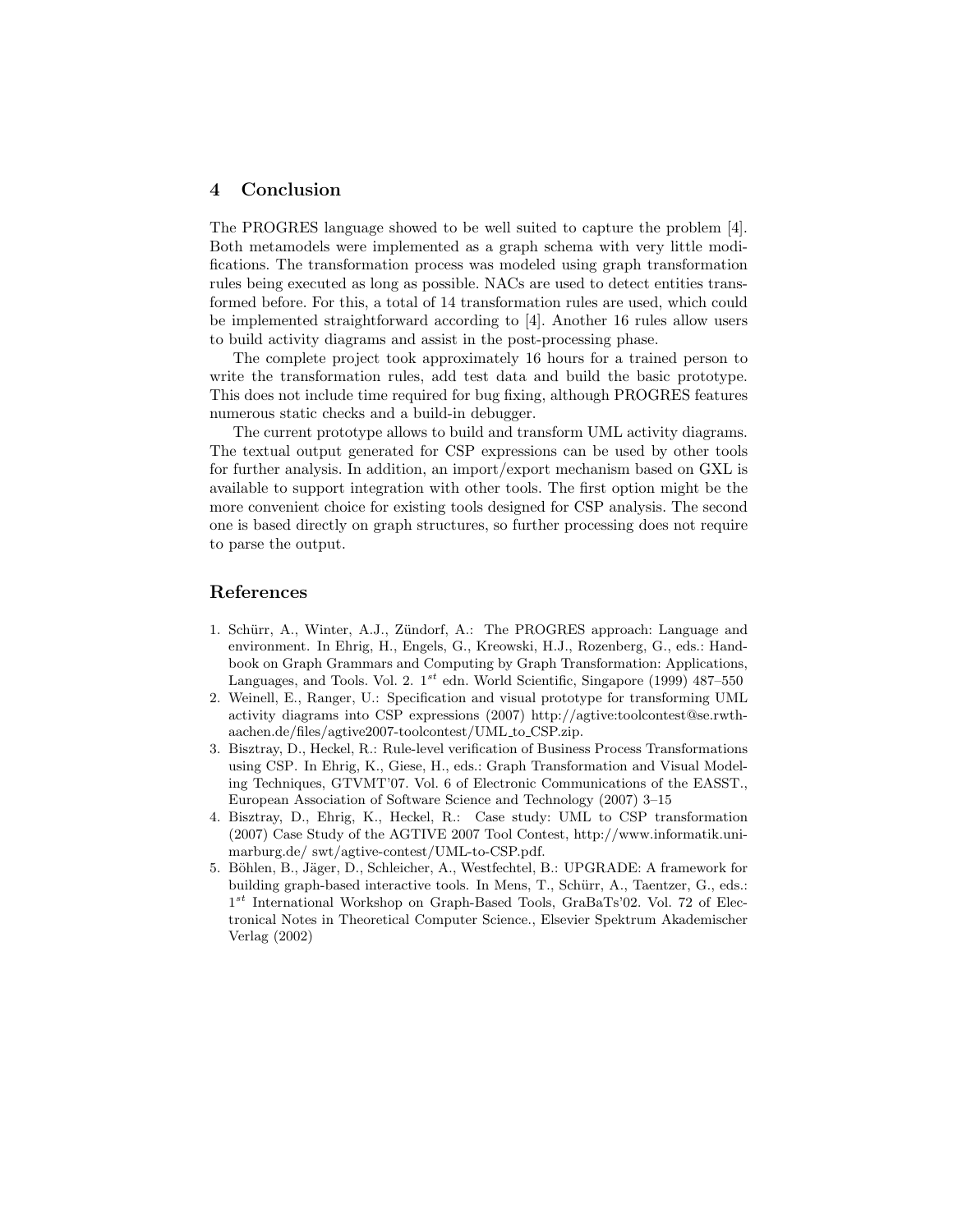## 4 Conclusion

The PROGRES language showed to be well suited to capture the problem [4]. Both metamodels were implemented as a graph schema with very little modifications. The transformation process was modeled using graph transformation rules being executed as long as possible. NACs are used to detect entities transformed before. For this, a total of 14 transformation rules are used, which could be implemented straightforward according to [4]. Another 16 rules allow users to build activity diagrams and assist in the post-processing phase.

The complete project took approximately 16 hours for a trained person to write the transformation rules, add test data and build the basic prototype. This does not include time required for bug fixing, although PROGRES features numerous static checks and a build-in debugger.

The current prototype allows to build and transform UML activity diagrams. The textual output generated for CSP expressions can be used by other tools for further analysis. In addition, an import/export mechanism based on GXL is available to support integration with other tools. The first option might be the more convenient choice for existing tools designed for CSP analysis. The second one is based directly on graph structures, so further processing does not require to parse the output.

## References

1. Schürr, A., Winter, A.J., Zündorf, A.: The PROGRES approach: Language and environment. In Ehrig, H., Engels, G., Kreowski, H.J., Rozenberg, G., eds.: Handbook on Graph Grammars and Computing by Graph Transformation: Applications, Languages, and Tools. Vol. 2. $1^{st}$ edn. World Scientific, Singapore (1999) 487–550
2. Weinell, E., Ranger, U.: Specification and visual prototype for transforming UML activity diagrams into CSP expressions (2007) http://agtive:toolcontest@se.rwth-aachen.de/files/agtive2007-toolcontest/UML_to_CSP.zip.
3. Bisztray, D., Heckel, R.: Rule-level verification of Business Process Transformations using CSP. In Ehrig, K., Giese, H., eds.: Graph Transformation and Visual Modeling Techniques, GTVMT'07. Vol. 6 of Electronic Communications of the EASST., European Association of Software Science and Technology (2007) 3–15
4. Bisztray, D., Ehrig, K., Heckel, R.: Case study: UML to CSP transformation (2007) Case Study of the AGTIVE 2007 Tool Contest, http://www.informatik.uni-marburg.de/ swt/agtive-contest/UML-to-CSP.pdf.
5. Böhlen, B., Jäger, D., Schleicher, A., Westfechtel, B.: UPGRADE: A framework for building graph-based interactive tools. In Mens, T., Schürr, A., Taentzer, G., eds.: $1^{st}$ International Workshop on Graph-Based Tools, GraBaTs'02. Vol. 72 of Electronical Notes in Theoretical Computer Science., Elsevier Spektrum Akademischer Verlag (2002)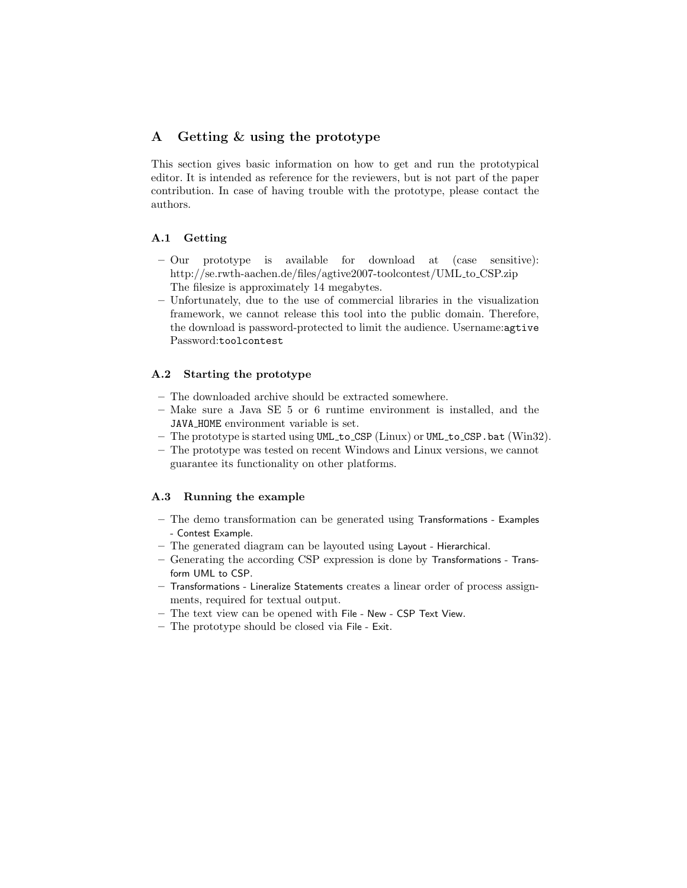## A Getting & using the prototype

This section gives basic information on how to get and run the prototypical editor. It is intended as reference for the reviewers, but is not part of the paper contribution. In case of having trouble with the prototype, please contact the authors.

### A.1 Getting

- Our prototype is available for download at (case sensitive): http://se.rwth-aachen.de/files/agtive2007-toolcontest/UML_to_CSP.zip
  The filesize is approximately 14 megabytes.
- Unfortunately, due to the use of commercial libraries in the visualization framework, we cannot release this tool into the public domain. Therefore, the download is password-protected to limit the audience. Username:`agtive` Password:`toolcontest`

### A.2 Starting the prototype

- The downloaded archive should be extracted somewhere.
- Make sure a Java SE 5 or 6 runtime environment is installed, and the `JAVA_HOME` environment variable is set.
- The prototype is started using `UML_to_CSP` (Linux) or `UML_to_CSP.bat` (Win32).
- The prototype was tested on recent Windows and Linux versions, we cannot guarantee its functionality on other platforms.

### A.3 Running the example

- The demo transformation can be generated using Transformations - Examples - Contest Example.
- The generated diagram can be layouted using Layout - Hierarchical.
- Generating the according CSP expression is done by Transformations - Transform UML to CSP.
- Transformations - Lineralize Statements creates a linear order of process assignments, required for textual output.
- The text view can be opened with File - New - CSP Text View.
- The prototype should be closed via File - Exit.